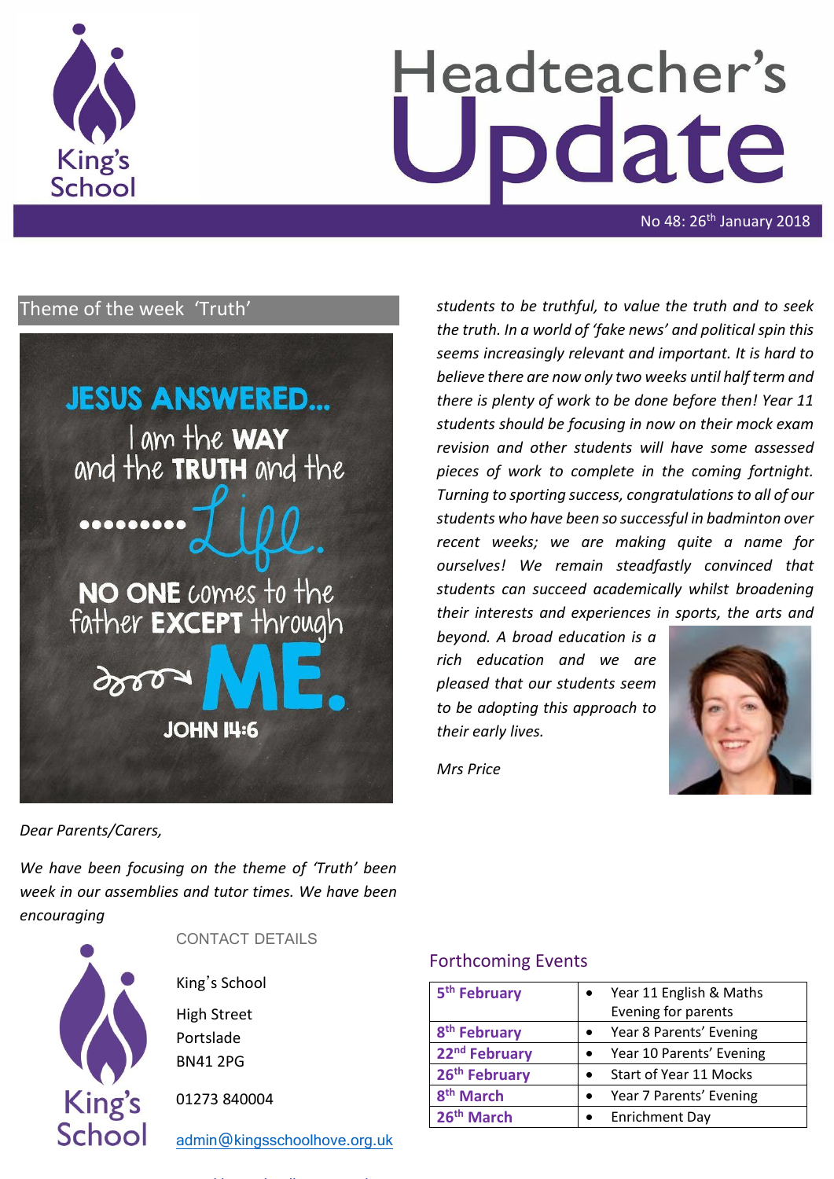# Headteacher's Update

No 48: 26th January 2018

## Theme of the week 'Truth'

JESUS ANSWERED... I am the WAY and the TRUTH and the ......... Life. NO ONE comes to the father EXCEPT through ME. JOHN 14:6

*Dear Parents/Carers,*

*We have been focusing on the theme of 'Truth' been week in our assemblies and tutor times. We have been encouraging students to be truthful, to value the truth and to seek the truth. In a world of 'fake news' and political spin this seems increasingly relevant and important. It is hard to believe there are now only two weeks until half term and there is plenty of work to be done before then! Year 11 students should be focusing in now on their mock exam revision and other students will have some assessed pieces of work to complete in the coming fortnight. Turning to sporting success, congratulations to all of our students who have been so successful in badminton over recent weeks; we are making quite a name for ourselves! We remain steadfastly convinced that students can succeed academically whilst broadening their interests and experiences in sports, the arts and beyond. A broad education is a rich education and we are pleased that our students seem to be adopting this approach to their early lives.*

*Mrs Price*

## CONTACT DETAILS

King's School

High Street

Portslade

BN41 2PG

01273 840004

admin@kingsschoolhove.org.uk

## Forthcoming Events

| Date | Event |
|---|---|
| **5th February** | • Year 11 English & Maths Evening for parents |
| **8th February** | • Year 8 Parents' Evening |
| **22nd February** | • Year 10 Parents' Evening |
| **26th February** | • Start of Year 11 Mocks |
| **8th March** | • Year 7 Parents' Evening |
| **26th March** | • Enrichment Day |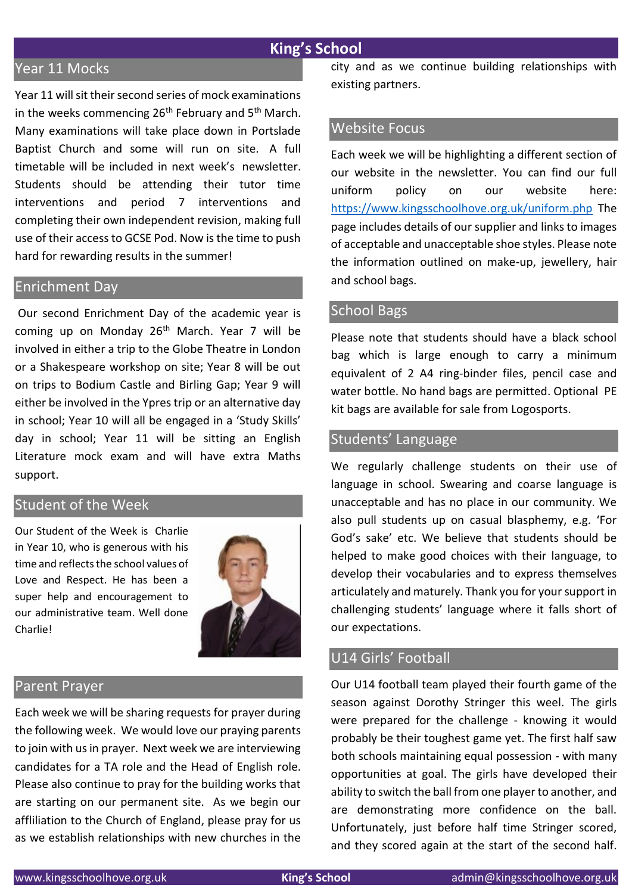## Year 11 Mocks

Year 11 will sit their second series of mock examinations in the weeks commencing 26th February and 5th March. Many examinations will take place down in Portslade Baptist Church and some will run on site. A full timetable will be included in next week's newsletter. Students should be attending their tutor time interventions and period 7 interventions and completing their own independent revision, making full use of their access to GCSE Pod. Now is the time to push hard for rewarding results in the summer!

## Enrichment Day

Our second Enrichment Day of the academic year is coming up on Monday 26th March. Year 7 will be involved in either a trip to the Globe Theatre in London or a Shakespeare workshop on site; Year 8 will be out on trips to Bodium Castle and Birling Gap; Year 9 will either be involved in the Ypres trip or an alternative day in school; Year 10 will all be engaged in a 'Study Skills' day in school; Year 11 will be sitting an English Literature mock exam and will have extra Maths support.

## Student of the Week

Our Student of the Week is Charlie in Year 10, who is generous with his time and reflects the school values of Love and Respect. He has been a super help and encouragement to our administrative team. Well done Charlie!

## Parent Prayer

Each week we will be sharing requests for prayer during the following week. We would love our praying parents to join with us in prayer. Next week we are interviewing candidates for a TA role and the Head of English role. Please also continue to pray for the building works that are starting on our permanent site. As we begin our affliliation to the Church of England, please pray for us as we establish relationships with new churches in the city and as we continue building relationships with existing partners.

## Website Focus

Each week we will be highlighting a different section of our website in the newsletter. You can find our full uniform policy on our website here: https://www.kingsschoolhove.org.uk/uniform.php The page includes details of our supplier and links to images of acceptable and unacceptable shoe styles. Please note the information outlined on make-up, jewellery, hair and school bags.

## School Bags

Please note that students should have a black school bag which is large enough to carry a minimum equivalent of 2 A4 ring-binder files, pencil case and water bottle. No hand bags are permitted. Optional PE kit bags are available for sale from Logosports.

## Students' Language

We regularly challenge students on their use of language in school. Swearing and coarse language is unacceptable and has no place in our community. We also pull students up on casual blasphemy, e.g. 'For God's sake' etc. We believe that students should be helped to make good choices with their language, to develop their vocabularies and to express themselves articulately and maturely. Thank you for your support in challenging students' language where it falls short of our expectations.

## U14 Girls' Football

Our U14 football team played their fourth game of the season against Dorothy Stringer this weel. The girls were prepared for the challenge - knowing it would probably be their toughest game yet. The first half saw both schools maintaining equal possession - with many opportunities at goal. The girls have developed their ability to switch the ball from one player to another, and are demonstrating more confidence on the ball. Unfortunately, just before half time Stringer scored, and they scored again at the start of the second half.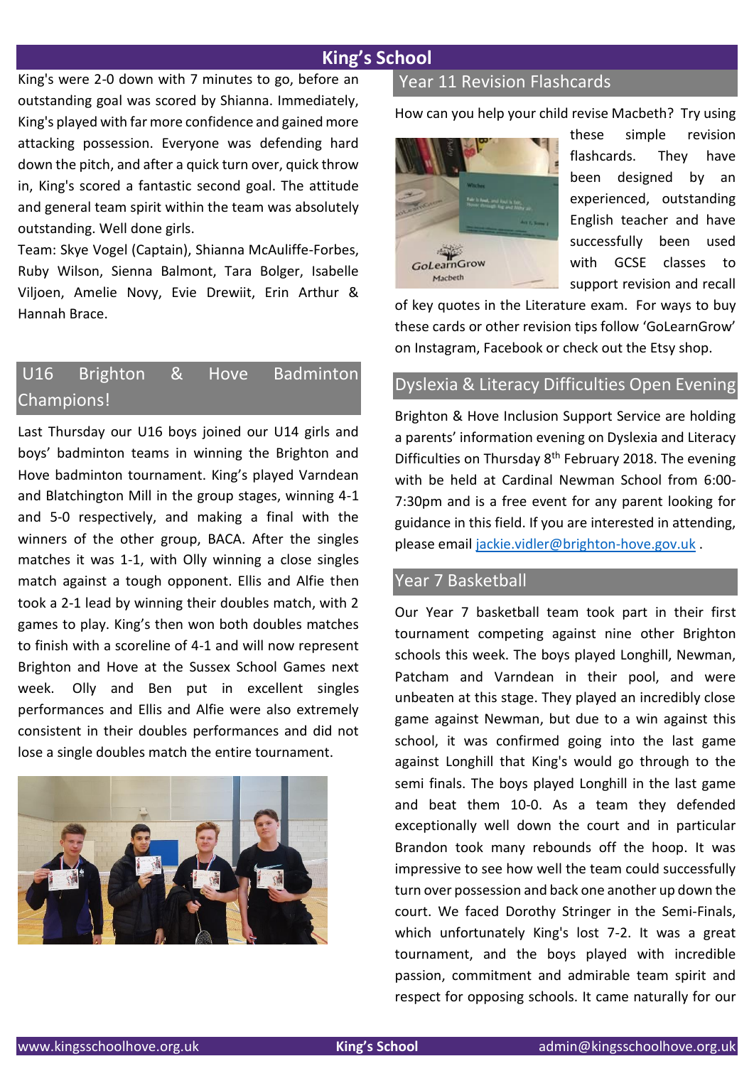King's were 2-0 down with 7 minutes to go, before an outstanding goal was scored by Shianna. Immediately, King's played with far more confidence and gained more attacking possession. Everyone was defending hard down the pitch, and after a quick turn over, quick throw in, King's scored a fantastic second goal. The attitude and general team spirit within the team was absolutely outstanding. Well done girls.

Team: Skye Vogel (Captain), Shianna McAuliffe-Forbes, Ruby Wilson, Sienna Balmont, Tara Bolger, Isabelle Viljoen, Amelie Novy, Evie Drewiit, Erin Arthur & Hannah Brace.

## U16 Brighton & Hove Badminton Champions!

Last Thursday our U16 boys joined our U14 girls and boys' badminton teams in winning the Brighton and Hove badminton tournament. King's played Varndean and Blatchington Mill in the group stages, winning 4-1 and 5-0 respectively, and making a final with the winners of the other group, BACA. After the singles matches it was 1-1, with Olly winning a close singles match against a tough opponent. Ellis and Alfie then took a 2-1 lead by winning their doubles match, with 2 games to play. King's then won both doubles matches to finish with a scoreline of 4-1 and will now represent Brighton and Hove at the Sussex School Games next week. Olly and Ben put in excellent singles performances and Ellis and Alfie were also extremely consistent in their doubles performances and did not lose a single doubles match the entire tournament.

## Year 11 Revision Flashcards

How can you help your child revise Macbeth? Try using these simple revision flashcards. They have been designed by an experienced, outstanding English teacher and have successfully been used with GCSE classes to support revision and recall of key quotes in the Literature exam. For ways to buy these cards or other revision tips follow 'GoLearnGrow' on Instagram, Facebook or check out the Etsy shop.

## Dyslexia & Literacy Difficulties Open Evening

Brighton & Hove Inclusion Support Service are holding a parents' information evening on Dyslexia and Literacy Difficulties on Thursday 8th February 2018. The evening with be held at Cardinal Newman School from 6:00-7:30pm and is a free event for any parent looking for guidance in this field. If you are interested in attending, please email jackie.vidler@brighton-hove.gov.uk .

## Year 7 Basketball

Our Year 7 basketball team took part in their first tournament competing against nine other Brighton schools this week. The boys played Longhill, Newman, Patcham and Varndean in their pool, and were unbeaten at this stage. They played an incredibly close game against Newman, but due to a win against this school, it was confirmed going into the last game against Longhill that King's would go through to the semi finals. The boys played Longhill in the last game and beat them 10-0. As a team they defended exceptionally well down the court and in particular Brandon took many rebounds off the hoop. It was impressive to see how well the team could successfully turn over possession and back one another up down the court. We faced Dorothy Stringer in the Semi-Finals, which unfortunately King's lost 7-2. It was a great tournament, and the boys played with incredible passion, commitment and admirable team spirit and respect for opposing schools. It came naturally for our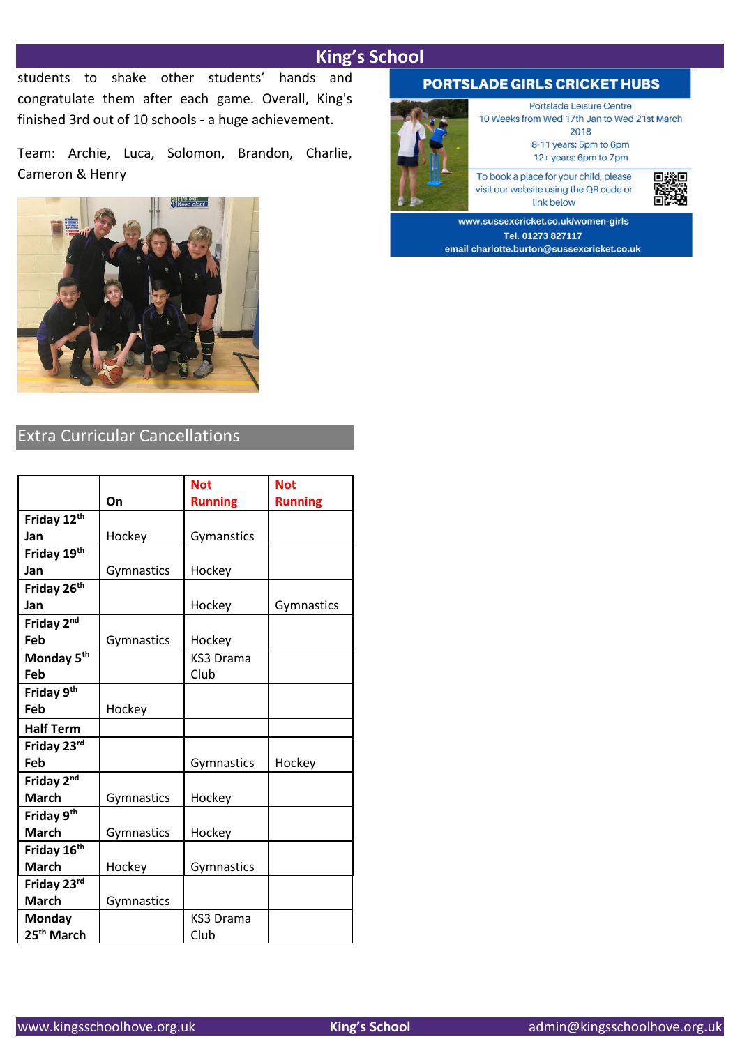students to shake other students' hands and congratulate them after each game. Overall, King's finished 3rd out of 10 schools - a huge achievement.

Team: Archie, Luca, Solomon, Brandon, Charlie, Cameron & Henry

## Extra Curricular Cancellations

| | On | Not Running | Not Running |
|---|---|---|---|
| **Friday 12th Jan** | Hockey | Gymanstics | |
| **Friday 19th Jan** | Gymnastics | Hockey | |
| **Friday 26th Jan** | | Hockey | Gymnastics |
| **Friday 2nd Feb** | Gymnastics | Hockey | |
| **Monday 5th Feb** | | KS3 Drama Club | |
| **Friday 9th Feb** | Hockey | | |
| **Half Term** | | | |
| **Friday 23rd Feb** | | Gymnastics | Hockey |
| **Friday 2nd March** | Gymnastics | Hockey | |
| **Friday 9th March** | Gymnastics | Hockey | |
| **Friday 16th March** | Hockey | Gymnastics | |
| **Friday 23rd March** | Gymnastics | | |
| **Monday 25th March** | | KS3 Drama Club | |

## PORTSLADE GIRLS CRICKET HUBS

Portslade Leisure Centre
10 Weeks from Wed 17th Jan to Wed 21st March 2018
8-11 years: 5pm to 6pm
12+ years: 6pm to 7pm

To book a place for your child, please visit our website using the QR code or link below

www.sussexcricket.co.uk/women-girls
Tel. 01273 827117
email charlotte.burton@sussexcricket.co.uk